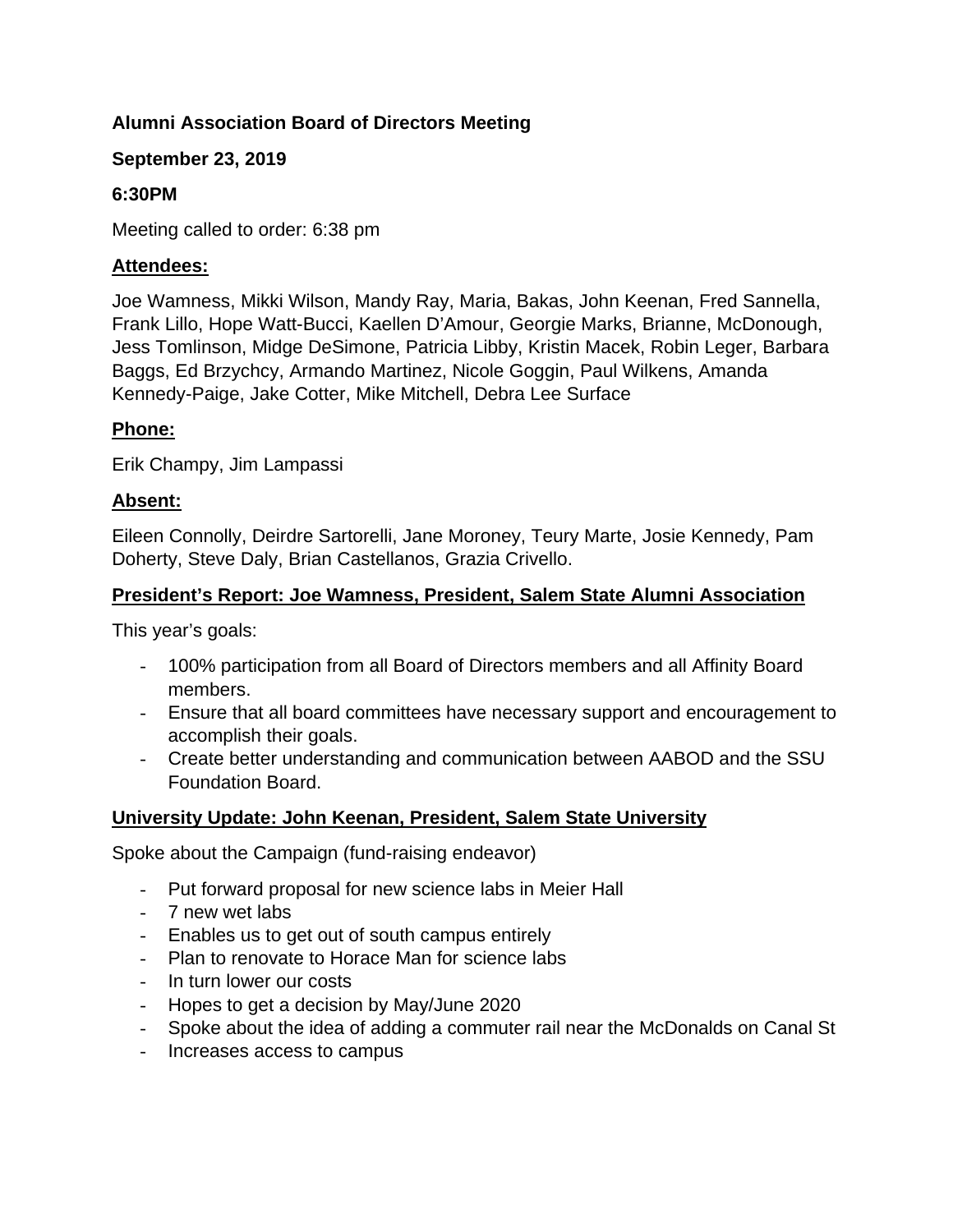**Alumni Association Board of Directors Meeting**

**September 23, 2019**

**6:30PM**

Meeting called to order: 6:38 pm

**Attendees:**

Joe Wamness, Mikki Wilson, Mandy Ray, Maria, Bakas, John Keenan, Fred Sannella, Frank Lillo, Hope Watt-Bucci, Kaellen D'Amour, Georgie Marks, Brianne, McDonough, Jess Tomlinson, Midge DeSimone, Patricia Libby, Kristin Macek, Robin Leger, Barbara Baggs, Ed Brzychcy, Armando Martinez, Nicole Goggin, Paul Wilkens, Amanda Kennedy-Paige, Jake Cotter, Mike Mitchell, Debra Lee Surface

**Phone:**

Erik Champy, Jim Lampassi

**Absent:**

Eileen Connolly, Deirdre Sartorelli, Jane Moroney, Teury Marte, Josie Kennedy, Pam Doherty, Steve Daly, Brian Castellanos, Grazia Crivello.

**President's Report: Joe Wamness, President, Salem State Alumni Association**

This year's goals:

- 100% participation from all Board of Directors members and all Affinity Board members.
- Ensure that all board committees have necessary support and encouragement to accomplish their goals.
- Create better understanding and communication between AABOD and the SSU Foundation Board.

**University Update: John Keenan, President, Salem State University**

Spoke about the Campaign (fund-raising endeavor)

- Put forward proposal for new science labs in Meier Hall
- 7 new wet labs
- Enables us to get out of south campus entirely
- Plan to renovate to Horace Man for science labs
- In turn lower our costs
- Hopes to get a decision by May/June 2020
- Spoke about the idea of adding a commuter rail near the McDonalds on Canal St
- Increases access to campus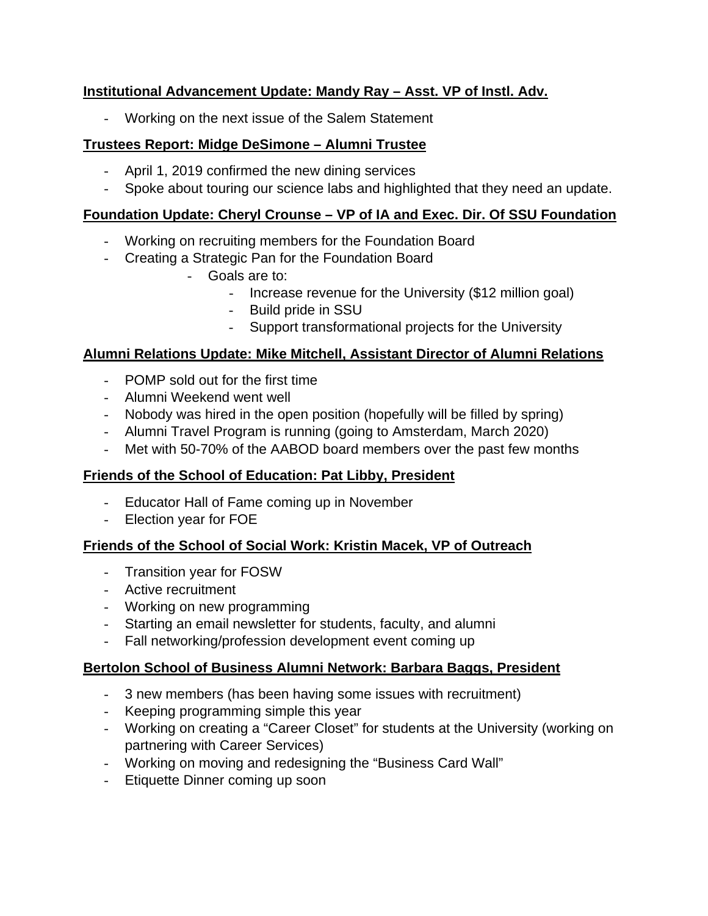**Institutional Advancement Update: Mandy Ray – Asst. VP of Instl. Adv.**

- Working on the next issue of the Salem Statement

**Trustees Report: Midge DeSimone – Alumni Trustee**

- April 1, 2019 confirmed the new dining services
- Spoke about touring our science labs and highlighted that they need an update.

**Foundation Update: Cheryl Crounse – VP of IA and Exec. Dir. Of SSU Foundation**

- Working on recruiting members for the Foundation Board
- Creating a Strategic Pan for the Foundation Board
    - Goals are to:
        - Increase revenue for the University ($12 million goal)
        - Build pride in SSU
        - Support transformational projects for the University

**Alumni Relations Update: Mike Mitchell, Assistant Director of Alumni Relations**

- POMP sold out for the first time
- Alumni Weekend went well
- Nobody was hired in the open position (hopefully will be filled by spring)
- Alumni Travel Program is running (going to Amsterdam, March 2020)
- Met with 50-70% of the AABOD board members over the past few months

**Friends of the School of Education: Pat Libby, President**

- Educator Hall of Fame coming up in November
- Election year for FOE

**Friends of the School of Social Work: Kristin Macek, VP of Outreach**

- Transition year for FOSW
- Active recruitment
- Working on new programming
- Starting an email newsletter for students, faculty, and alumni
- Fall networking/profession development event coming up

**Bertolon School of Business Alumni Network: Barbara Baggs, President**

- 3 new members (has been having some issues with recruitment)
- Keeping programming simple this year
- Working on creating a "Career Closet" for students at the University (working on partnering with Career Services)
- Working on moving and redesigning the "Business Card Wall"
- Etiquette Dinner coming up soon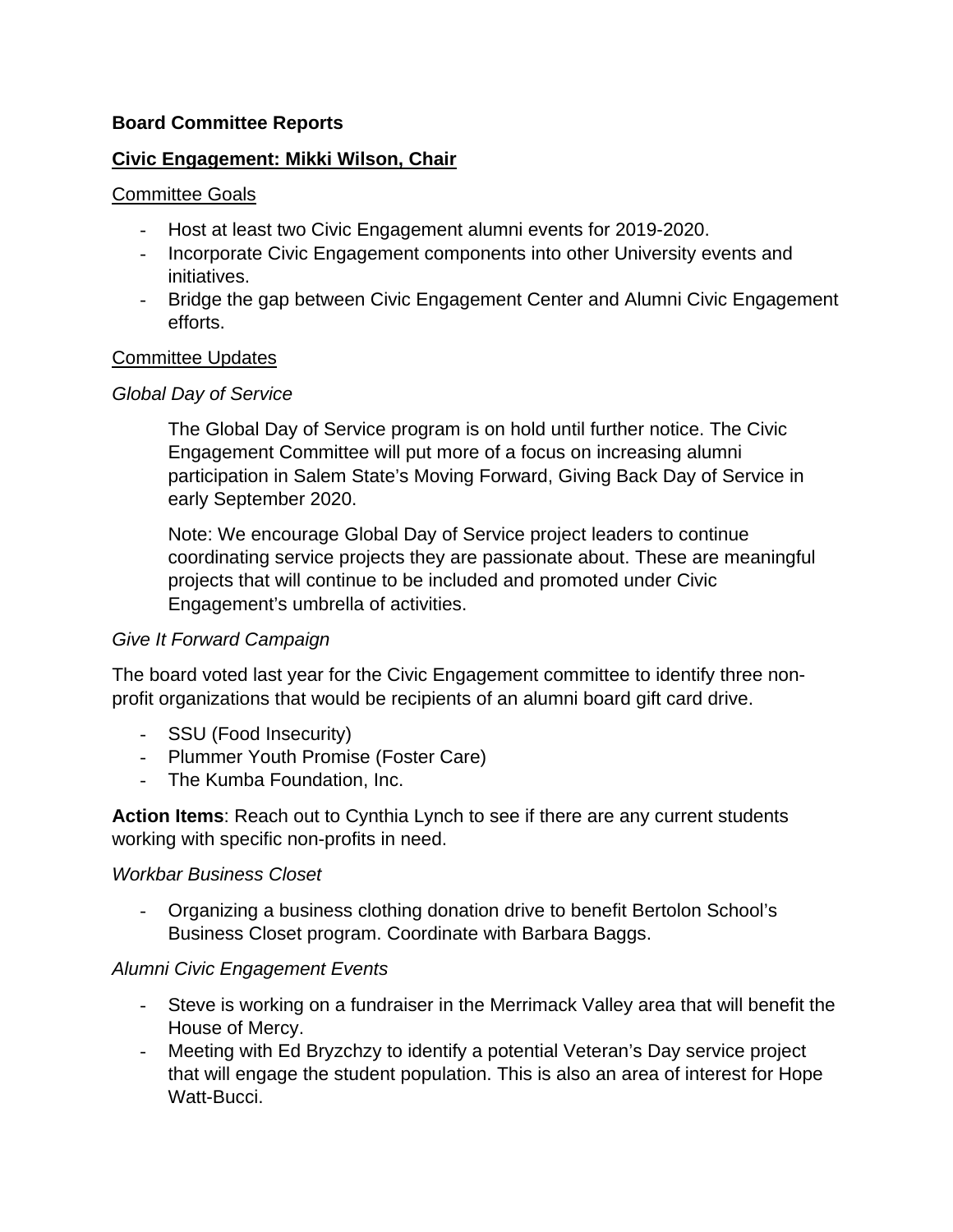**Board Committee Reports**

**Civic Engagement: Mikki Wilson, Chair**

Committee Goals

- Host at least two Civic Engagement alumni events for 2019-2020.
- Incorporate Civic Engagement components into other University events and initiatives.
- Bridge the gap between Civic Engagement Center and Alumni Civic Engagement efforts.

Committee Updates

*Global Day of Service*

The Global Day of Service program is on hold until further notice. The Civic Engagement Committee will put more of a focus on increasing alumni participation in Salem State's Moving Forward, Giving Back Day of Service in early September 2020.

Note: We encourage Global Day of Service project leaders to continue coordinating service projects they are passionate about. These are meaningful projects that will continue to be included and promoted under Civic Engagement's umbrella of activities.

*Give It Forward Campaign*

The board voted last year for the Civic Engagement committee to identify three non-profit organizations that would be recipients of an alumni board gift card drive.

- SSU (Food Insecurity)
- Plummer Youth Promise (Foster Care)
- The Kumba Foundation, Inc.

**Action Items**: Reach out to Cynthia Lynch to see if there are any current students working with specific non-profits in need.

*Workbar Business Closet*

- Organizing a business clothing donation drive to benefit Bertolon School's Business Closet program. Coordinate with Barbara Baggs.

*Alumni Civic Engagement Events*

- Steve is working on a fundraiser in the Merrimack Valley area that will benefit the House of Mercy.
- Meeting with Ed Bryzchzy to identify a potential Veteran's Day service project that will engage the student population. This is also an area of interest for Hope Watt-Bucci.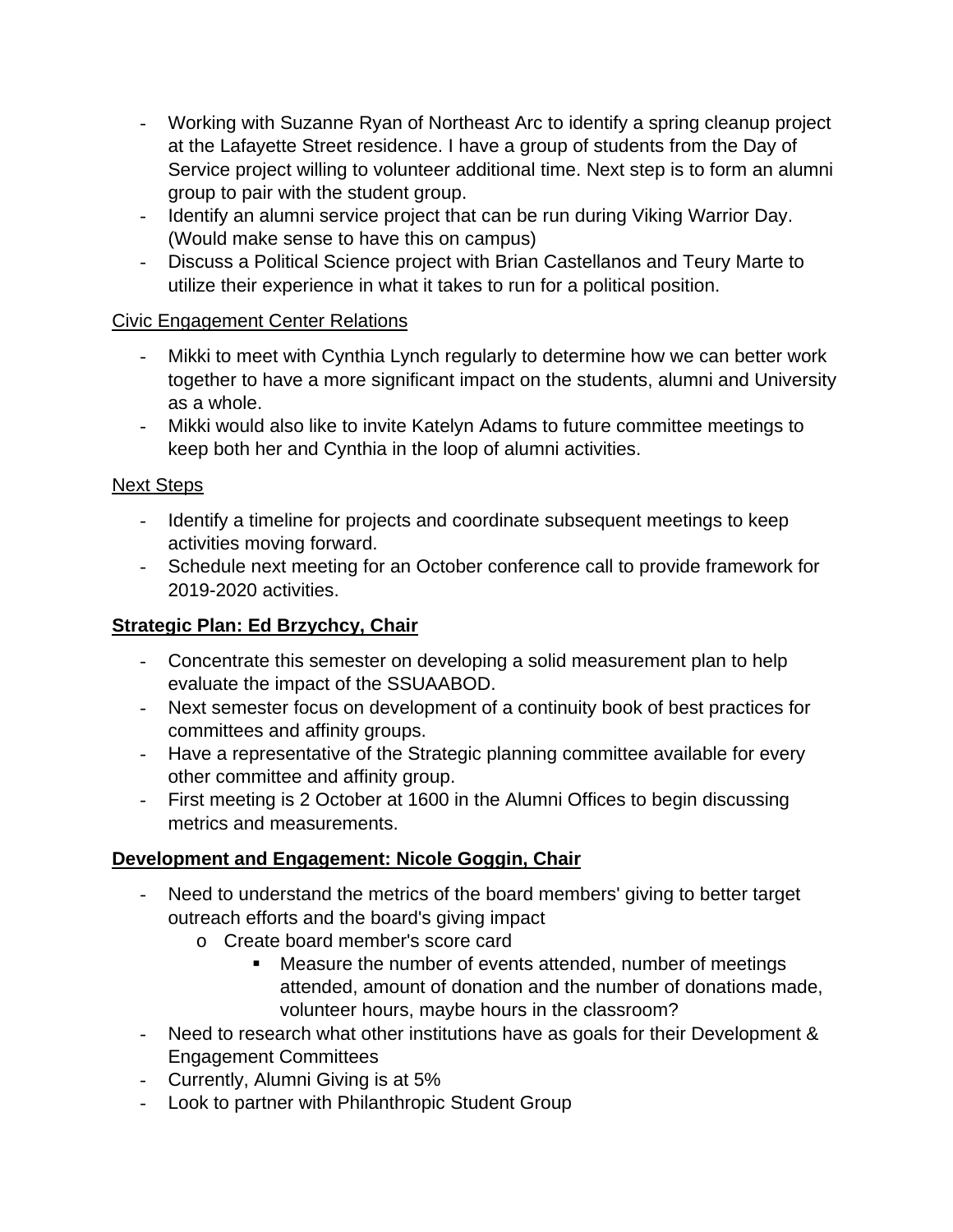- Working with Suzanne Ryan of Northeast Arc to identify a spring cleanup project at the Lafayette Street residence. I have a group of students from the Day of Service project willing to volunteer additional time. Next step is to form an alumni group to pair with the student group.
- Identify an alumni service project that can be run during Viking Warrior Day. (Would make sense to have this on campus)
- Discuss a Political Science project with Brian Castellanos and Teury Marte to utilize their experience in what it takes to run for a political position.

<u>Civic Engagement Center Relations</u>

- Mikki to meet with Cynthia Lynch regularly to determine how we can better work together to have a more significant impact on the students, alumni and University as a whole.
- Mikki would also like to invite Katelyn Adams to future committee meetings to keep both her and Cynthia in the loop of alumni activities.

<u>Next Steps</u>

- Identify a timeline for projects and coordinate subsequent meetings to keep activities moving forward.
- Schedule next meeting for an October conference call to provide framework for 2019-2020 activities.

**<u>Strategic Plan: Ed Brzychcy, Chair</u>**

- Concentrate this semester on developing a solid measurement plan to help evaluate the impact of the SSUAABOD.
- Next semester focus on development of a continuity book of best practices for committees and affinity groups.
- Have a representative of the Strategic planning committee available for every other committee and affinity group.
- First meeting is 2 October at 1600 in the Alumni Offices to begin discussing metrics and measurements.

**<u>Development and Engagement: Nicole Goggin, Chair</u>**

- Need to understand the metrics of the board members' giving to better target outreach efforts and the board's giving impact
  - Create board member's score card
    - Measure the number of events attended, number of meetings attended, amount of donation and the number of donations made, volunteer hours, maybe hours in the classroom?
- Need to research what other institutions have as goals for their Development & Engagement Committees
- Currently, Alumni Giving is at 5%
- Look to partner with Philanthropic Student Group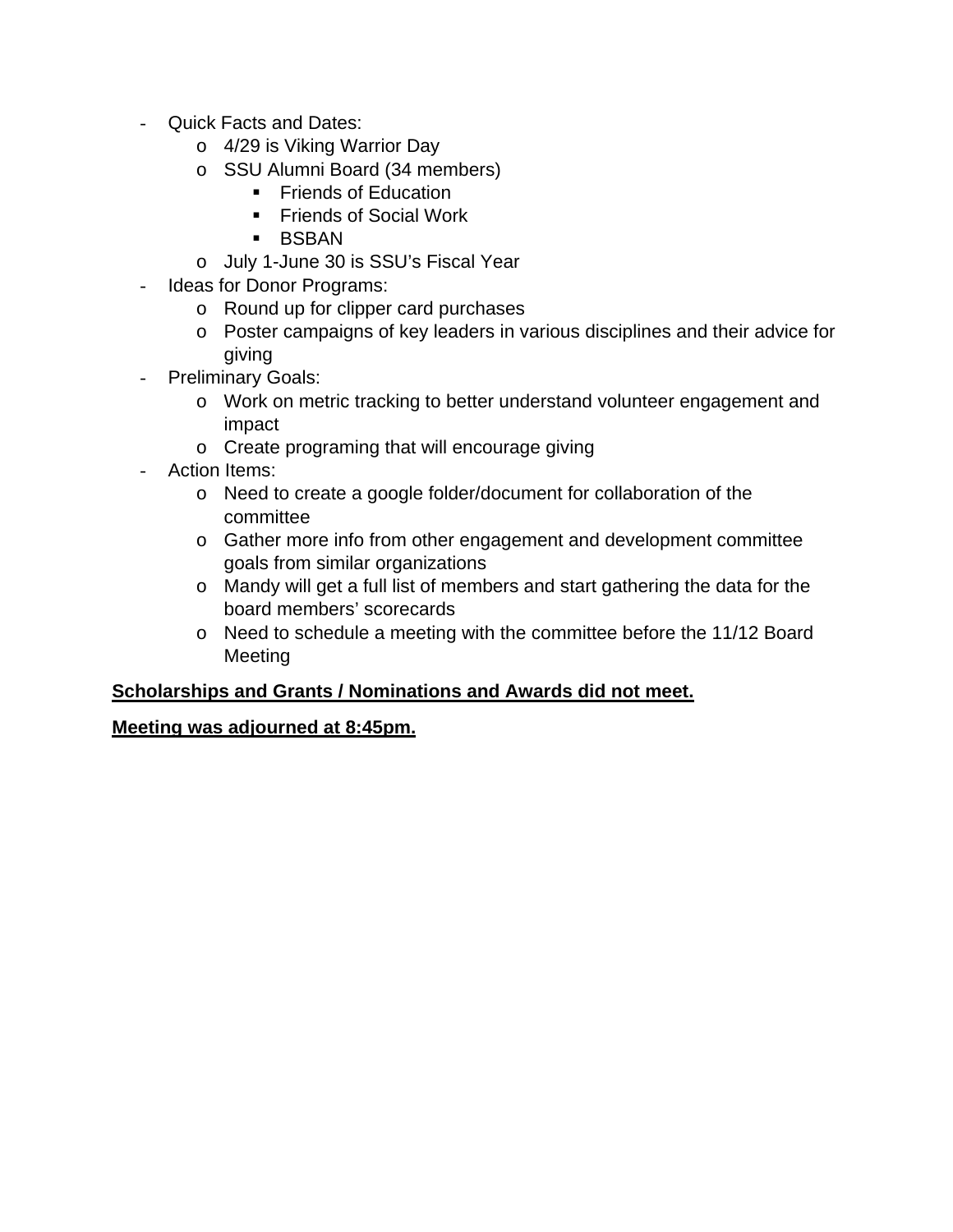- Quick Facts and Dates:
  - 4/29 is Viking Warrior Day
  - SSU Alumni Board (34 members)
    - Friends of Education
    - Friends of Social Work
    - BSBAN
  - July 1-June 30 is SSU's Fiscal Year
- Ideas for Donor Programs:
  - Round up for clipper card purchases
  - Poster campaigns of key leaders in various disciplines and their advice for giving
- Preliminary Goals:
  - Work on metric tracking to better understand volunteer engagement and impact
  - Create programing that will encourage giving
- Action Items:
  - Need to create a google folder/document for collaboration of the committee
  - Gather more info from other engagement and development committee goals from similar organizations
  - Mandy will get a full list of members and start gathering the data for the board members' scorecards
  - Need to schedule a meeting with the committee before the 11/12 Board Meeting

**Scholarships and Grants / Nominations and Awards did not meet.**

**Meeting was adjourned at 8:45pm.**